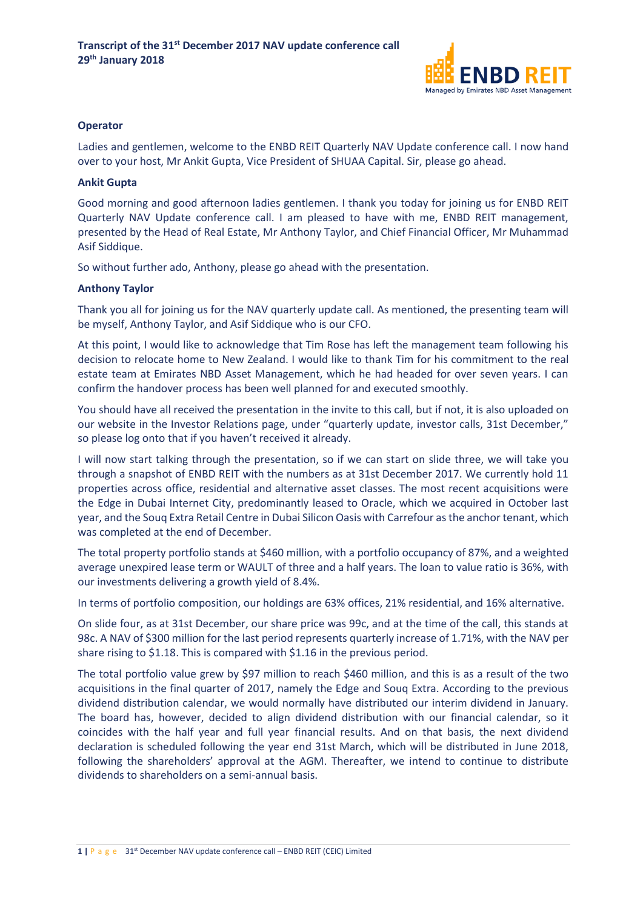# Transcript of the 31st December 2017 NAV update conference call
## 29th January 2018

**Operator**

Ladies and gentlemen, welcome to the ENBD REIT Quarterly NAV Update conference call. I now hand over to your host, Mr Ankit Gupta, Vice President of SHUAA Capital. Sir, please go ahead.

**Ankit Gupta**

Good morning and good afternoon ladies gentlemen. I thank you today for joining us for ENBD REIT Quarterly NAV Update conference call. I am pleased to have with me, ENBD REIT management, presented by the Head of Real Estate, Mr Anthony Taylor, and Chief Financial Officer, Mr Muhammad Asif Siddique.

So without further ado, Anthony, please go ahead with the presentation.

**Anthony Taylor**

Thank you all for joining us for the NAV quarterly update call. As mentioned, the presenting team will be myself, Anthony Taylor, and Asif Siddique who is our CFO.

At this point, I would like to acknowledge that Tim Rose has left the management team following his decision to relocate home to New Zealand. I would like to thank Tim for his commitment to the real estate team at Emirates NBD Asset Management, which he had headed for over seven years. I can confirm the handover process has been well planned for and executed smoothly.

You should have all received the presentation in the invite to this call, but if not, it is also uploaded on our website in the Investor Relations page, under "quarterly update, investor calls, 31st December," so please log onto that if you haven't received it already.

I will now start talking through the presentation, so if we can start on slide three, we will take you through a snapshot of ENBD REIT with the numbers as at 31st December 2017. We currently hold 11 properties across office, residential and alternative asset classes. The most recent acquisitions were the Edge in Dubai Internet City, predominantly leased to Oracle, which we acquired in October last year, and the Souq Extra Retail Centre in Dubai Silicon Oasis with Carrefour as the anchor tenant, which was completed at the end of December.

The total property portfolio stands at $460 million, with a portfolio occupancy of 87%, and a weighted average unexpired lease term or WAULT of three and a half years. The loan to value ratio is 36%, with our investments delivering a growth yield of 8.4%.

In terms of portfolio composition, our holdings are 63% offices, 21% residential, and 16% alternative.

On slide four, as at 31st December, our share price was 99c, and at the time of the call, this stands at 98c. A NAV of $300 million for the last period represents quarterly increase of 1.71%, with the NAV per share rising to $1.18. This is compared with $1.16 in the previous period.

The total portfolio value grew by $97 million to reach $460 million, and this is as a result of the two acquisitions in the final quarter of 2017, namely the Edge and Souq Extra. According to the previous dividend distribution calendar, we would normally have distributed our interim dividend in January. The board has, however, decided to align dividend distribution with our financial calendar, so it coincides with the half year and full year financial results. And on that basis, the next dividend declaration is scheduled following the year end 31st March, which will be distributed in June 2018, following the shareholders' approval at the AGM. Thereafter, we intend to continue to distribute dividends to shareholders on a semi-annual basis.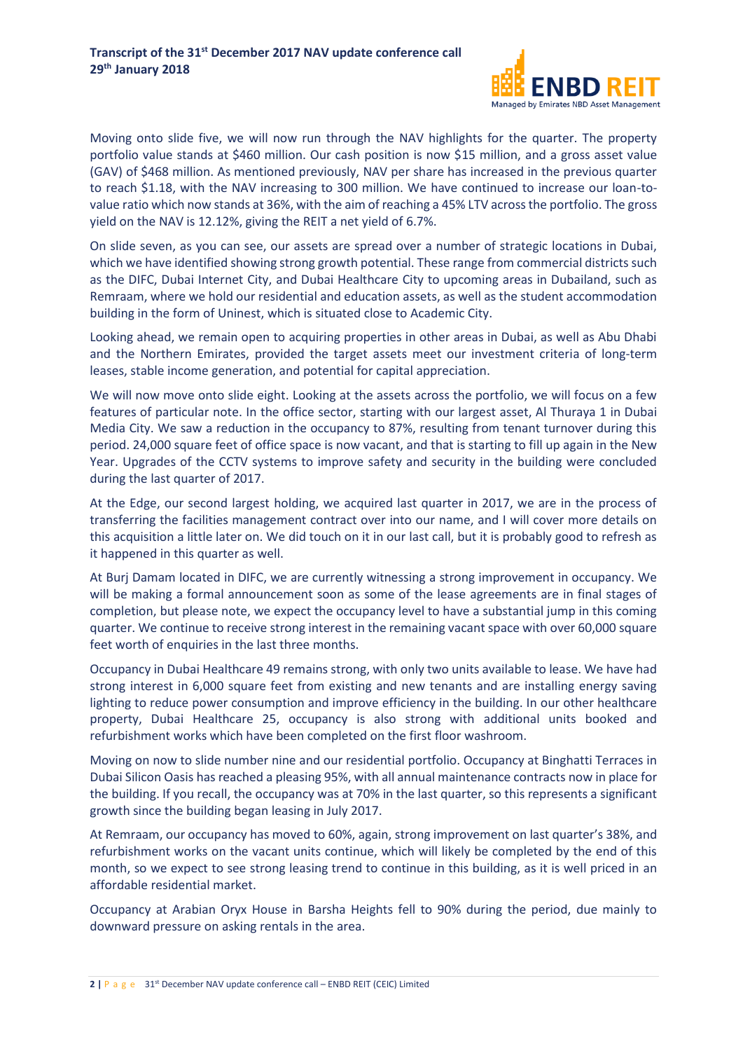Moving onto slide five, we will now run through the NAV highlights for the quarter. The property portfolio value stands at $460 million. Our cash position is now $15 million, and a gross asset value (GAV) of $468 million. As mentioned previously, NAV per share has increased in the previous quarter to reach $1.18, with the NAV increasing to 300 million. We have continued to increase our loan-to-value ratio which now stands at 36%, with the aim of reaching a 45% LTV across the portfolio. The gross yield on the NAV is 12.12%, giving the REIT a net yield of 6.7%.

On slide seven, as you can see, our assets are spread over a number of strategic locations in Dubai, which we have identified showing strong growth potential. These range from commercial districts such as the DIFC, Dubai Internet City, and Dubai Healthcare City to upcoming areas in Dubailand, such as Remraam, where we hold our residential and education assets, as well as the student accommodation building in the form of Uninest, which is situated close to Academic City.

Looking ahead, we remain open to acquiring properties in other areas in Dubai, as well as Abu Dhabi and the Northern Emirates, provided the target assets meet our investment criteria of long-term leases, stable income generation, and potential for capital appreciation.

We will now move onto slide eight. Looking at the assets across the portfolio, we will focus on a few features of particular note. In the office sector, starting with our largest asset, Al Thuraya 1 in Dubai Media City. We saw a reduction in the occupancy to 87%, resulting from tenant turnover during this period. 24,000 square feet of office space is now vacant, and that is starting to fill up again in the New Year. Upgrades of the CCTV systems to improve safety and security in the building were concluded during the last quarter of 2017.

At the Edge, our second largest holding, we acquired last quarter in 2017, we are in the process of transferring the facilities management contract over into our name, and I will cover more details on this acquisition a little later on. We did touch on it in our last call, but it is probably good to refresh as it happened in this quarter as well.

At Burj Damam located in DIFC, we are currently witnessing a strong improvement in occupancy. We will be making a formal announcement soon as some of the lease agreements are in final stages of completion, but please note, we expect the occupancy level to have a substantial jump in this coming quarter. We continue to receive strong interest in the remaining vacant space with over 60,000 square feet worth of enquiries in the last three months.

Occupancy in Dubai Healthcare 49 remains strong, with only two units available to lease. We have had strong interest in 6,000 square feet from existing and new tenants and are installing energy saving lighting to reduce power consumption and improve efficiency in the building. In our other healthcare property, Dubai Healthcare 25, occupancy is also strong with additional units booked and refurbishment works which have been completed on the first floor washroom.

Moving on now to slide number nine and our residential portfolio. Occupancy at Binghatti Terraces in Dubai Silicon Oasis has reached a pleasing 95%, with all annual maintenance contracts now in place for the building. If you recall, the occupancy was at 70% in the last quarter, so this represents a significant growth since the building began leasing in July 2017.

At Remraam, our occupancy has moved to 60%, again, strong improvement on last quarter's 38%, and refurbishment works on the vacant units continue, which will likely be completed by the end of this month, so we expect to see strong leasing trend to continue in this building, as it is well priced in an affordable residential market.

Occupancy at Arabian Oryx House in Barsha Heights fell to 90% during the period, due mainly to downward pressure on asking rentals in the area.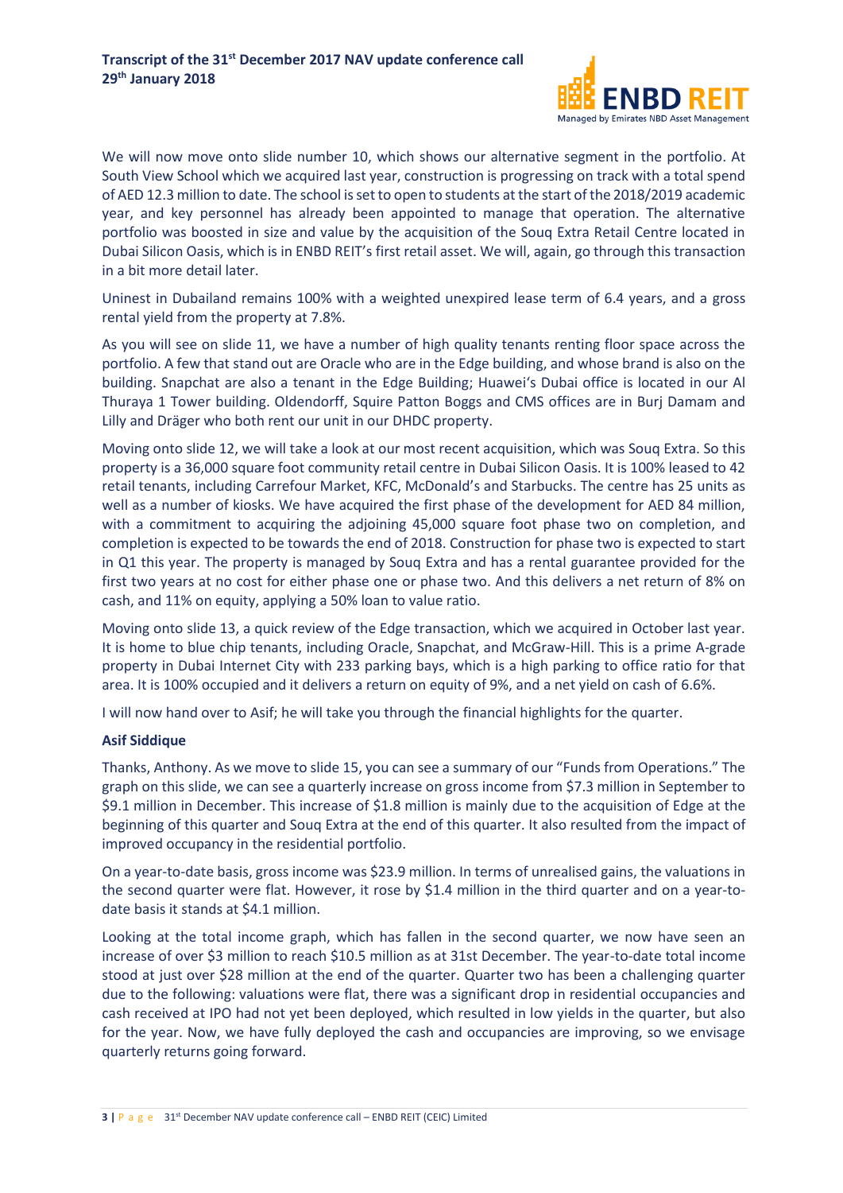We will now move onto slide number 10, which shows our alternative segment in the portfolio. At South View School which we acquired last year, construction is progressing on track with a total spend of AED 12.3 million to date. The school is set to open to students at the start of the 2018/2019 academic year, and key personnel has already been appointed to manage that operation. The alternative portfolio was boosted in size and value by the acquisition of the Souq Extra Retail Centre located in Dubai Silicon Oasis, which is in ENBD REIT's first retail asset. We will, again, go through this transaction in a bit more detail later.

Uninest in Dubailand remains 100% with a weighted unexpired lease term of 6.4 years, and a gross rental yield from the property at 7.8%.

As you will see on slide 11, we have a number of high quality tenants renting floor space across the portfolio. A few that stand out are Oracle who are in the Edge building, and whose brand is also on the building. Snapchat are also a tenant in the Edge Building; Huawei's Dubai office is located in our Al Thuraya 1 Tower building. Oldendorff, Squire Patton Boggs and CMS offices are in Burj Damam and Lilly and Dräger who both rent our unit in our DHDC property.

Moving onto slide 12, we will take a look at our most recent acquisition, which was Souq Extra. So this property is a 36,000 square foot community retail centre in Dubai Silicon Oasis. It is 100% leased to 42 retail tenants, including Carrefour Market, KFC, McDonald's and Starbucks. The centre has 25 units as well as a number of kiosks. We have acquired the first phase of the development for AED 84 million, with a commitment to acquiring the adjoining 45,000 square foot phase two on completion, and completion is expected to be towards the end of 2018. Construction for phase two is expected to start in Q1 this year. The property is managed by Souq Extra and has a rental guarantee provided for the first two years at no cost for either phase one or phase two. And this delivers a net return of 8% on cash, and 11% on equity, applying a 50% loan to value ratio.

Moving onto slide 13, a quick review of the Edge transaction, which we acquired in October last year. It is home to blue chip tenants, including Oracle, Snapchat, and McGraw-Hill. This is a prime A-grade property in Dubai Internet City with 233 parking bays, which is a high parking to office ratio for that area. It is 100% occupied and it delivers a return on equity of 9%, and a net yield on cash of 6.6%.

I will now hand over to Asif; he will take you through the financial highlights for the quarter.

**Asif Siddique**

Thanks, Anthony. As we move to slide 15, you can see a summary of our "Funds from Operations." The graph on this slide, we can see a quarterly increase on gross income from $7.3 million in September to $9.1 million in December. This increase of $1.8 million is mainly due to the acquisition of Edge at the beginning of this quarter and Souq Extra at the end of this quarter. It also resulted from the impact of improved occupancy in the residential portfolio.

On a year-to-date basis, gross income was $23.9 million. In terms of unrealised gains, the valuations in the second quarter were flat. However, it rose by $1.4 million in the third quarter and on a year-to-date basis it stands at $4.1 million.

Looking at the total income graph, which has fallen in the second quarter, we now have seen an increase of over $3 million to reach $10.5 million as at 31st December. The year-to-date total income stood at just over $28 million at the end of the quarter. Quarter two has been a challenging quarter due to the following: valuations were flat, there was a significant drop in residential occupancies and cash received at IPO had not yet been deployed, which resulted in low yields in the quarter, but also for the year. Now, we have fully deployed the cash and occupancies are improving, so we envisage quarterly returns going forward.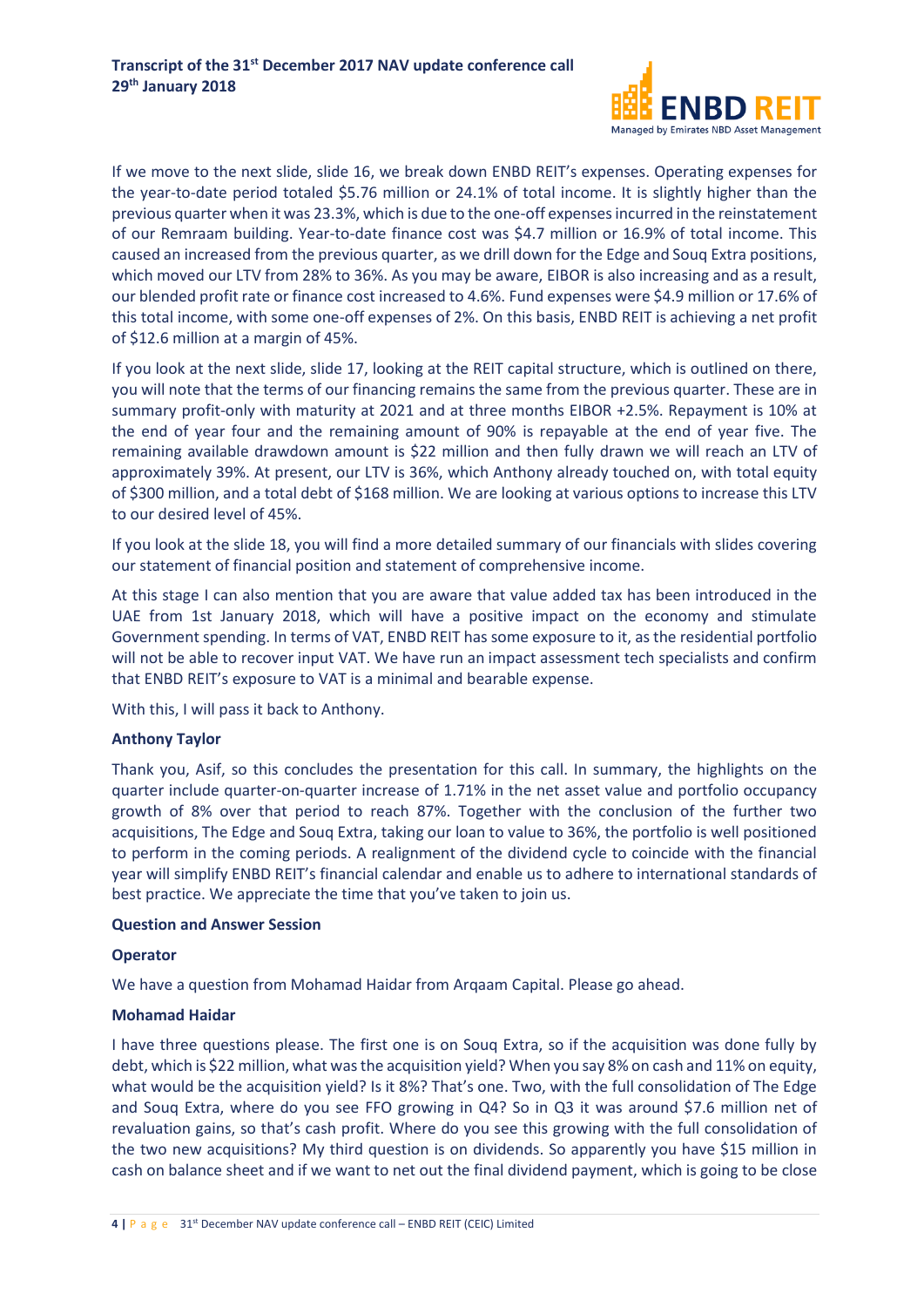If we move to the next slide, slide 16, we break down ENBD REIT's expenses. Operating expenses for the year-to-date period totaled $5.76 million or 24.1% of total income. It is slightly higher than the previous quarter when it was 23.3%, which is due to the one-off expenses incurred in the reinstatement of our Remraam building. Year-to-date finance cost was $4.7 million or 16.9% of total income. This caused an increased from the previous quarter, as we drill down for the Edge and Souq Extra positions, which moved our LTV from 28% to 36%. As you may be aware, EIBOR is also increasing and as a result, our blended profit rate or finance cost increased to 4.6%. Fund expenses were $4.9 million or 17.6% of this total income, with some one-off expenses of 2%. On this basis, ENBD REIT is achieving a net profit of $12.6 million at a margin of 45%.

If you look at the next slide, slide 17, looking at the REIT capital structure, which is outlined on there, you will note that the terms of our financing remains the same from the previous quarter. These are in summary profit-only with maturity at 2021 and at three months EIBOR +2.5%. Repayment is 10% at the end of year four and the remaining amount of 90% is repayable at the end of year five. The remaining available drawdown amount is $22 million and then fully drawn we will reach an LTV of approximately 39%. At present, our LTV is 36%, which Anthony already touched on, with total equity of $300 million, and a total debt of $168 million. We are looking at various options to increase this LTV to our desired level of 45%.

If you look at the slide 18, you will find a more detailed summary of our financials with slides covering our statement of financial position and statement of comprehensive income.

At this stage I can also mention that you are aware that value added tax has been introduced in the UAE from 1st January 2018, which will have a positive impact on the economy and stimulate Government spending. In terms of VAT, ENBD REIT has some exposure to it, as the residential portfolio will not be able to recover input VAT. We have run an impact assessment tech specialists and confirm that ENBD REIT's exposure to VAT is a minimal and bearable expense.

With this, I will pass it back to Anthony.

**Anthony Taylor**

Thank you, Asif, so this concludes the presentation for this call. In summary, the highlights on the quarter include quarter-on-quarter increase of 1.71% in the net asset value and portfolio occupancy growth of 8% over that period to reach 87%. Together with the conclusion of the further two acquisitions, The Edge and Souq Extra, taking our loan to value to 36%, the portfolio is well positioned to perform in the coming periods. A realignment of the dividend cycle to coincide with the financial year will simplify ENBD REIT's financial calendar and enable us to adhere to international standards of best practice. We appreciate the time that you've taken to join us.

**Question and Answer Session**

**Operator**

We have a question from Mohamad Haidar from Arqaam Capital. Please go ahead.

**Mohamad Haidar**

I have three questions please. The first one is on Souq Extra, so if the acquisition was done fully by debt, which is $22 million, what was the acquisition yield? When you say 8% on cash and 11% on equity, what would be the acquisition yield? Is it 8%? That's one. Two, with the full consolidation of The Edge and Souq Extra, where do you see FFO growing in Q4? So in Q3 it was around $7.6 million net of revaluation gains, so that's cash profit. Where do you see this growing with the full consolidation of the two new acquisitions? My third question is on dividends. So apparently you have $15 million in cash on balance sheet and if we want to net out the final dividend payment, which is going to be close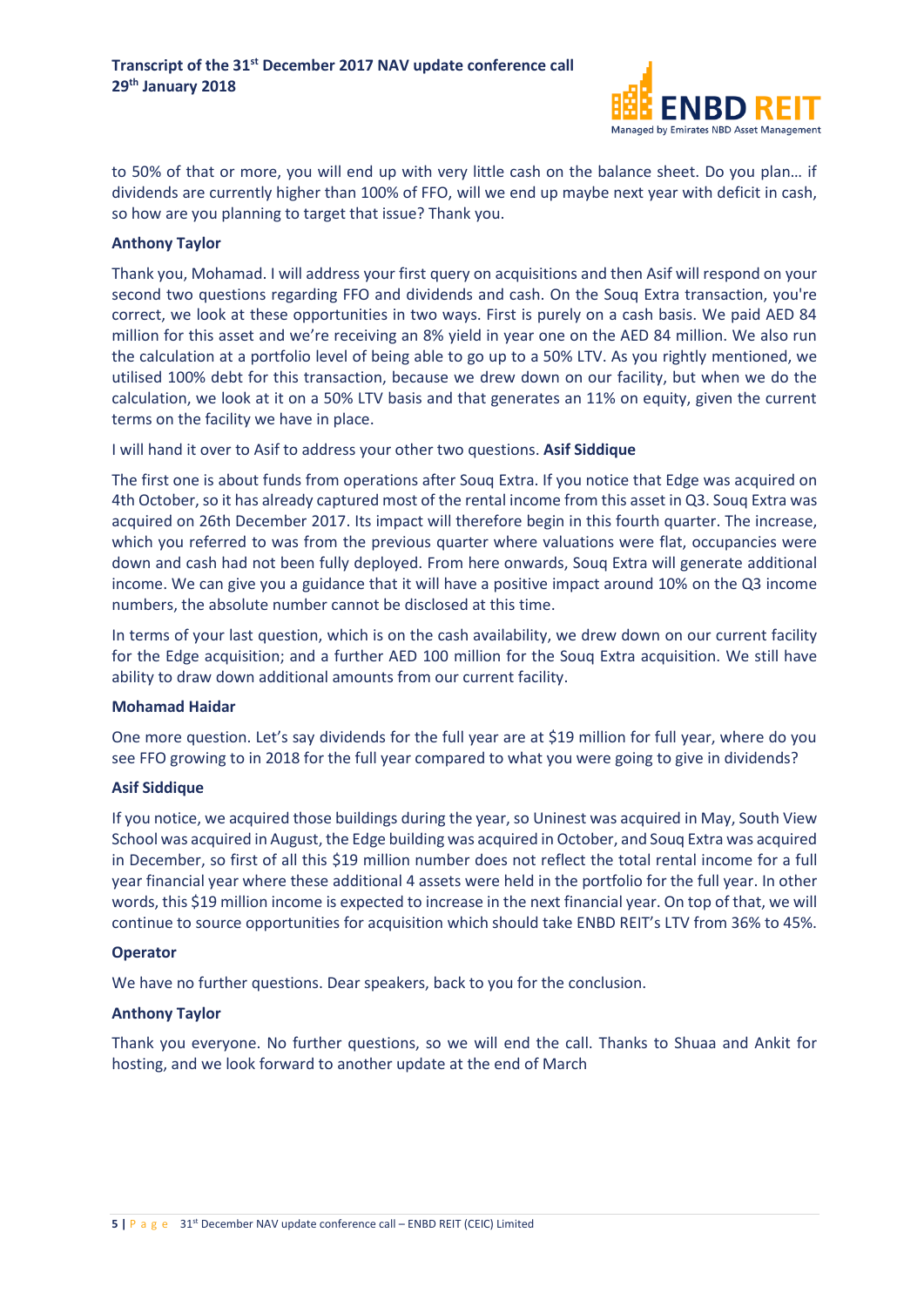to 50% of that or more, you will end up with very little cash on the balance sheet. Do you plan… if dividends are currently higher than 100% of FFO, will we end up maybe next year with deficit in cash, so how are you planning to target that issue? Thank you.

**Anthony Taylor**

Thank you, Mohamad. I will address your first query on acquisitions and then Asif will respond on your second two questions regarding FFO and dividends and cash. On the Souq Extra transaction, you're correct, we look at these opportunities in two ways. First is purely on a cash basis. We paid AED 84 million for this asset and we're receiving an 8% yield in year one on the AED 84 million. We also run the calculation at a portfolio level of being able to go up to a 50% LTV. As you rightly mentioned, we utilised 100% debt for this transaction, because we drew down on our facility, but when we do the calculation, we look at it on a 50% LTV basis and that generates an 11% on equity, given the current terms on the facility we have in place.

I will hand it over to Asif to address your other two questions. **Asif Siddique**

The first one is about funds from operations after Souq Extra. If you notice that Edge was acquired on 4th October, so it has already captured most of the rental income from this asset in Q3. Souq Extra was acquired on 26th December 2017. Its impact will therefore begin in this fourth quarter. The increase, which you referred to was from the previous quarter where valuations were flat, occupancies were down and cash had not been fully deployed. From here onwards, Souq Extra will generate additional income. We can give you a guidance that it will have a positive impact around 10% on the Q3 income numbers, the absolute number cannot be disclosed at this time.

In terms of your last question, which is on the cash availability, we drew down on our current facility for the Edge acquisition; and a further AED 100 million for the Souq Extra acquisition. We still have ability to draw down additional amounts from our current facility.

**Mohamad Haidar**

One more question. Let's say dividends for the full year are at $19 million for full year, where do you see FFO growing to in 2018 for the full year compared to what you were going to give in dividends?

**Asif Siddique**

If you notice, we acquired those buildings during the year, so Uninest was acquired in May, South View School was acquired in August, the Edge building was acquired in October, and Souq Extra was acquired in December, so first of all this $19 million number does not reflect the total rental income for a full year financial year where these additional 4 assets were held in the portfolio for the full year. In other words, this $19 million income is expected to increase in the next financial year. On top of that, we will continue to source opportunities for acquisition which should take ENBD REIT's LTV from 36% to 45%.

**Operator**

We have no further questions. Dear speakers, back to you for the conclusion.

**Anthony Taylor**

Thank you everyone. No further questions, so we will end the call. Thanks to Shuaa and Ankit for hosting, and we look forward to another update at the end of March